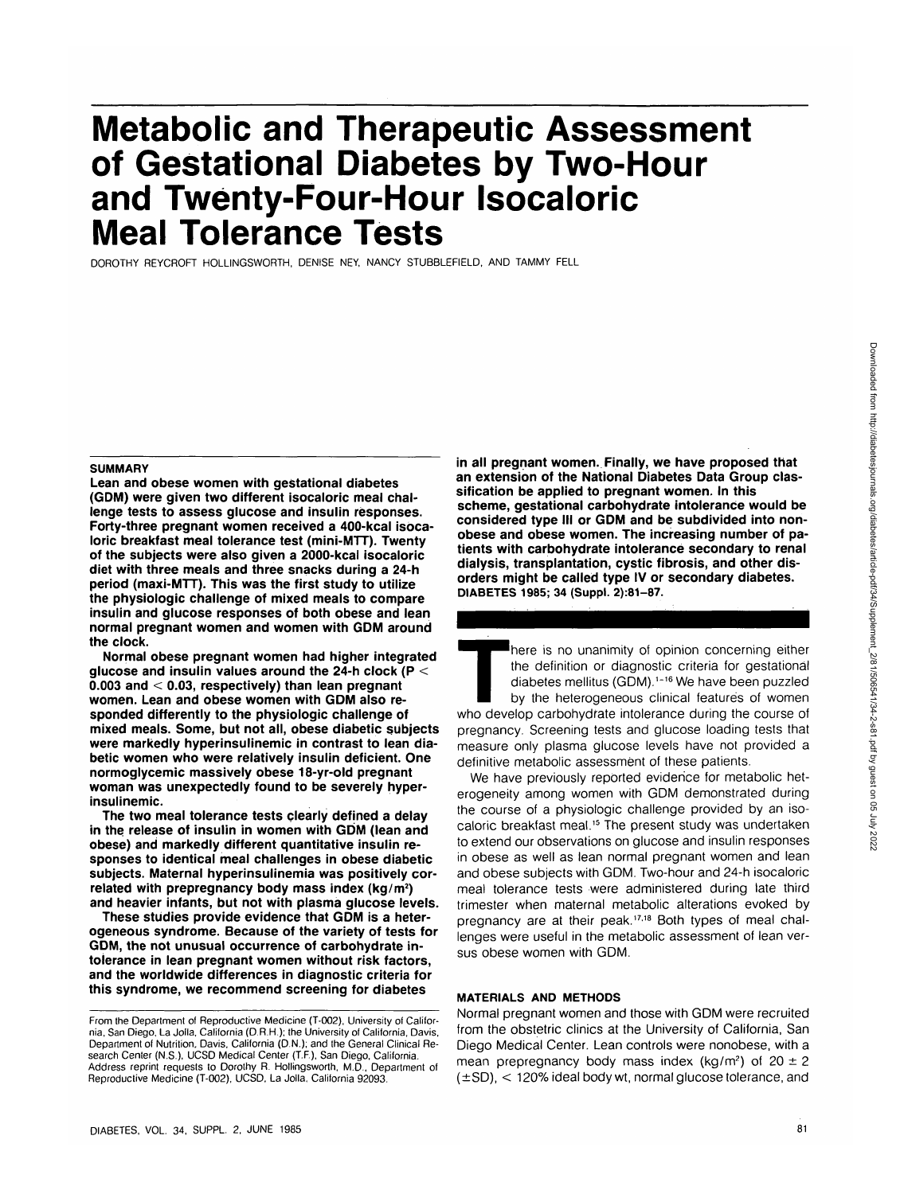# Metabolic and Therapeutic Assessment of Gestational Diabetes by Two-Hour and Twenty-Four-Hour Isocaloric Meal Tolerance Tests

DOROTHY REYCROFT HOLLINGSWORTH, DENISE NEY, NANCY STUBBLEFIELD, AND TAMMY FELL

## SUMMARY

**Lean and obese women with gestational diabetes (GDM) were given two different isocaloric meal challenge tests to assess glucose and insulin responses. Forty-three pregnant women received a 400-kcal isocaloric breakfast meal tolerance test (mini-MTT). Twenty of the subjects were also given a 2000-kcal isocaloric diet with three meals and three snacks during a 24-h period (maxi-MTT). This was the first study to utilize the physiologic challenge of mixed meals to compare insulin and glucose responses of both obese and lean normal pregnant women and women with GDM around the clock.**

**Normal obese pregnant women had higher integrated glucose and insulin values around the 24-h clock ($P < 0.003$ and $< 0.03$, respectively) than lean pregnant women. Lean and obese women with GDM also responded differently to the physiologic challenge of mixed meals. Some, but not all, obese diabetic subjects were markedly hyperinsulinemic in contrast to lean diabetic women who were relatively insulin deficient. One normoglycemic massively obese 18-yr-old pregnant woman was unexpectedly found to be severely hyperinsulinemic.**

**The two meal tolerance tests clearly defined a delay in the release of insulin in women with GDM (lean and obese) and markedly different quantitative insulin responses to identical meal challenges in obese diabetic subjects. Maternal hyperinsulinemia was positively correlated with prepregnancy body mass index (kg/m²) and heavier infants, but not with plasma glucose levels.**

**These studies provide evidence that GDM is a heterogeneous syndrome. Because of the variety of tests for GDM, the not unusual occurrence of carbohydrate intolerance in lean pregnant women without risk factors, and the worldwide differences in diagnostic criteria for this syndrome, we recommend screening for diabetes in all pregnant women. Finally, we have proposed that an extension of the National Diabetes Data Group classification be applied to pregnant women. In this scheme, gestational carbohydrate intolerance would be considered type III or GDM and be subdivided into non-obese and obese women. The increasing number of patients with carbohydrate intolerance secondary to renal dialysis, transplantation, cystic fibrosis, and other disorders might be called type IV or secondary diabetes. DIABETES 1985; 34 (Suppl. 2):81–87.**

There is no unanimity of opinion concerning either the definition or diagnostic criteria for gestational diabetes mellitus (GDM).[1–16] We have been puzzled by the heterogeneous clinical features of women who develop carbohydrate intolerance during the course of pregnancy. Screening tests and glucose loading tests that measure only plasma glucose levels have not provided a definitive metabolic assessment of these patients.

We have previously reported evidence for metabolic heterogeneity among women with GDM demonstrated during the course of a physiologic challenge provided by an isocaloric breakfast meal.[15] The present study was undertaken to extend our observations on glucose and insulin responses in obese as well as lean normal pregnant women and lean and obese subjects with GDM. Two-hour and 24-h isocaloric meal tolerance tests were administered during late third trimester when maternal metabolic alterations evoked by pregnancy are at their peak.[17,18] Both types of meal challenges were useful in the metabolic assessment of lean versus obese women with GDM.

## MATERIALS AND METHODS

Normal pregnant women and those with GDM were recruited from the obstetric clinics at the University of California, San Diego Medical Center. Lean controls were nonobese, with a mean prepregnancy body mass index (kg/m²) of 20 ± 2 (±SD), < 120% ideal body wt, normal glucose tolerance, and

From the Department of Reproductive Medicine (T-002), University of California, San Diego, La Jolla, California (D.R.H.); the University of California, Davis, Department of Nutrition, Davis, California (D.N.); and the General Clinical Research Center (N.S.), UCSD Medical Center (T.F.), San Diego, California. Address reprint requests to Dorothy R. Hollingsworth, M.D., Department of Reproductive Medicine (T-002), UCSD, La Jolla, California 92093.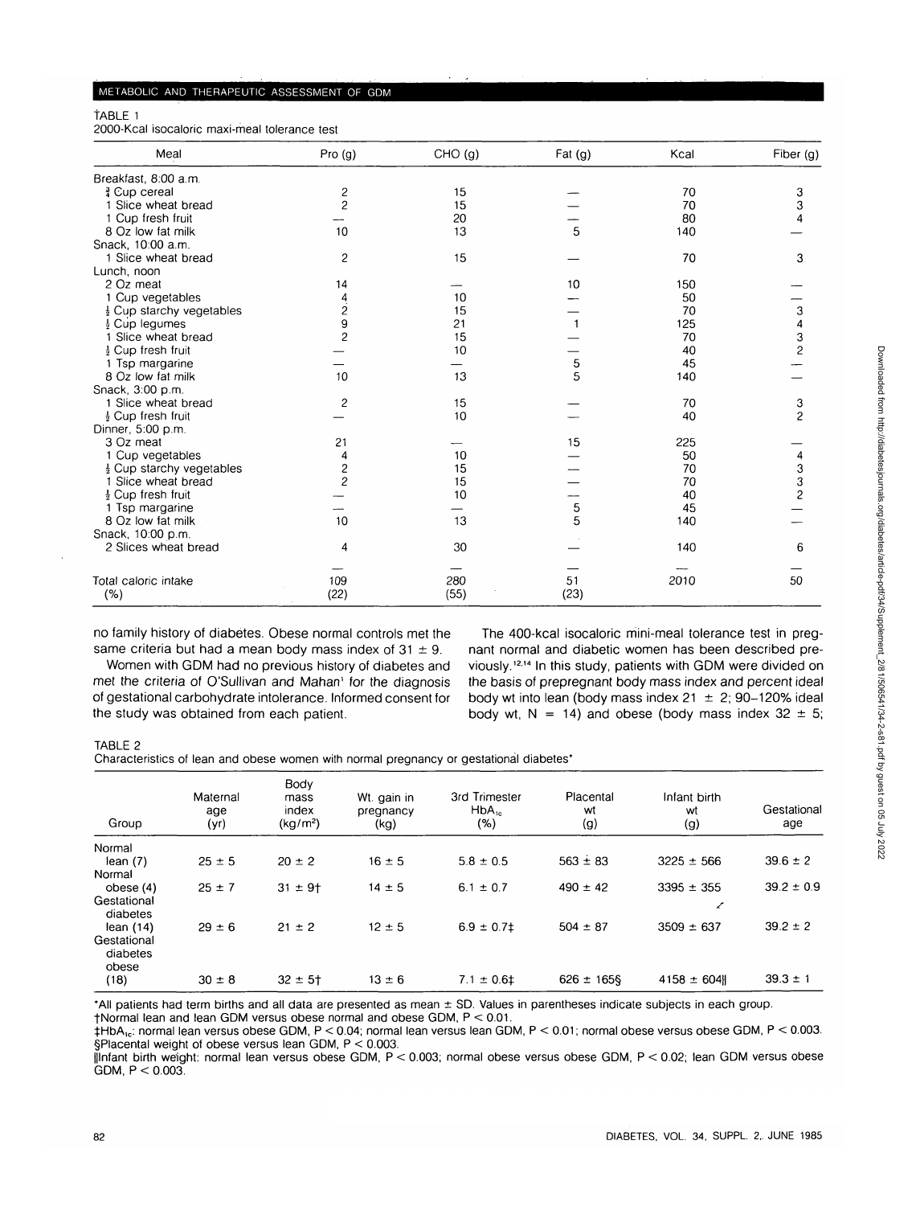TABLE 1

2000-Kcal isocaloric maxi-meal tolerance test

| Meal | Pro (g) | CHO (g) | Fat (g) | Kcal | Fiber (g) |
|---|---|---|---|---|---|
| Breakfast, 8:00 a.m. | | | | | |
| ¾ Cup cereal | 2 | 15 | — | 70 | 3 |
| 1 Slice wheat bread | 2 | 15 | — | 70 | 3 |
| 1 Cup fresh fruit | — | 20 | — | 80 | 4 |
| 8 Oz low fat milk | 10 | 13 | 5 | 140 | — |
| Snack, 10:00 a.m. | | | | | |
| 1 Slice wheat bread | 2 | 15 | — | 70 | 3 |
| Lunch, noon | | | | | |
| 2 Oz meat | 14 | — | 10 | 150 | — |
| 1 Cup vegetables | 4 | 10 | — | 50 | — |
| ½ Cup starchy vegetables | 2 | 15 | — | 70 | 3 |
| ½ Cup legumes | 9 | 21 | 1 | 125 | 4 |
| 1 Slice wheat bread | 2 | 15 | — | 70 | 3 |
| ½ Cup fresh fruit | — | 10 | — | 40 | 2 |
| 1 Tsp margarine | — | — | 5 | 45 | — |
| 8 Oz low fat milk | 10 | 13 | 5 | 140 | — |
| Snack, 3:00 p.m. | | | | | |
| 1 Slice wheat bread | 2 | 15 | — | 70 | 3 |
| ½ Cup fresh fruit | — | 10 | — | 40 | 2 |
| Dinner, 5:00 p.m. | | | | | |
| 3 Oz meat | 21 | — | 15 | 225 | — |
| 1 Cup vegetables | 4 | 10 | — | 50 | 4 |
| ½ Cup starchy vegetables | 2 | 15 | — | 70 | 3 |
| 1 Slice wheat bread | 2 | 15 | — | 70 | 3 |
| ½ Cup fresh fruit | — | 10 | — | 40 | 2 |
| 1 Tsp margarine | — | — | 5 | 45 | — |
| 8 Oz low fat milk | 10 | 13 | 5 | 140 | — |
| Snack, 10:00 p.m. | | | | | |
| 2 Slices wheat bread | 4 | 30 | — | 140 | 6 |
| Total caloric intake | 109 | 280 | 51 | 2010 | 50 |
| (%) | (22) | (55) | (23) | | |

no family history of diabetes. Obese normal controls met the same criteria but had a mean body mass index of 31 ± 9.

Women with GDM had no previous history of diabetes and met the criteria of O'Sullivan and Mahan[1] for the diagnosis of gestational carbohydrate intolerance. Informed consent for the study was obtained from each patient.

The 400-kcal isocaloric mini-meal tolerance test in pregnant normal and diabetic women has been described previously.[12,14] In this study, patients with GDM were divided on the basis of prepregnant body mass index and percent ideal body wt into lean (body mass index 21 ± 2; 90–120% ideal body wt, N = 14) and obese (body mass index 32 ± 5;

TABLE 2

Characteristics of lean and obese women with normal pregnancy or gestational diabetes*

| Group | Maternal age (yr) | Body mass index ($kg/m^2$) | Wt. gain in pregnancy (kg) | 3rd Trimester $HbA_{1c}$ (%) | Placental wt (g) | Infant birth wt (g) | Gestational age |
|---|---|---|---|---|---|---|---|
| Normal lean (7) | 25 ± 5 | 20 ± 2 | 16 ± 5 | 5.8 ± 0.5 | 563 ± 83 | 3225 ± 566 | 39.6 ± 2 |
| Normal obese (4) | 25 ± 7 | 31 ± 9† | 14 ± 5 | 6.1 ± 0.7 | 490 ± 42 | 3395 ± 355 | 39.2 ± 0.9 |
| Gestational diabetes lean (14) | 29 ± 6 | 21 ± 2 | 12 ± 5 | 6.9 ± 0.7‡ | 504 ± 87 | 3509 ± 637 | 39.2 ± 2 |
| Gestational diabetes obese (18) | 30 ± 8 | 32 ± 5† | 13 ± 6 | 7.1 ± 0.6‡ | 626 ± 165§ | 4158 ± 604‖ | 39.3 ± 1 |

*All patients had term births and all data are presented as mean ± SD. Values in parentheses indicate subjects in each group.

†Normal lean and lean GDM versus obese normal and obese GDM, $P < 0.01$.

‡$HbA_{1c}$: normal lean versus obese GDM, $P < 0.04$; normal lean versus lean GDM, $P < 0.01$; normal obese versus obese GDM, $P < 0.003$.

§Placental weight of obese versus lean GDM, $P < 0.003$.

‖Infant birth weight: normal lean versus obese GDM, $P < 0.003$; normal obese versus obese GDM, $P < 0.02$; lean GDM versus obese GDM, $P < 0.003$.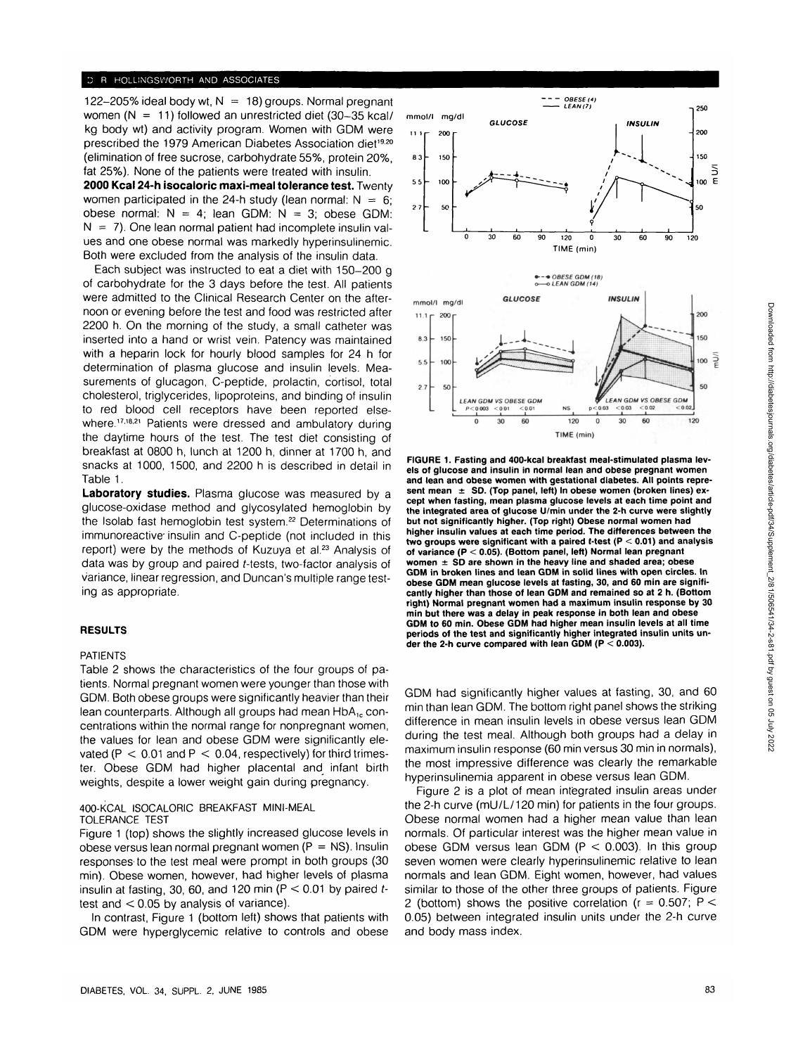122–205% ideal body wt, N = 18) groups. Normal pregnant women (N = 11) followed an unrestricted diet (30–35 kcal/kg body wt) and activity program. Women with GDM were prescribed the 1979 American Diabetes Association diet[19,20] (elimination of free sucrose, carbohydrate 55%, protein 20%, fat 25%). None of the patients were treated with insulin.

**2000 Kcal 24-h isocaloric maxi-meal tolerance test.** Twenty women participated in the 24-h study (lean normal: N = 6; obese normal: N = 4; lean GDM: N = 3; obese GDM: N = 7). One lean normal patient had incomplete insulin values and one obese normal was markedly hyperinsulinemic. Both were excluded from the analysis of the insulin data.

Each subject was instructed to eat a diet with 150–200 g of carbohydrate for the 3 days before the test. All patients were admitted to the Clinical Research Center on the afternoon or evening before the test and food was restricted after 2200 h. On the morning of the study, a small catheter was inserted into a hand or wrist vein. Patency was maintained with a heparin lock for hourly blood samples for 24 h for determination of plasma glucose and insulin levels. Measurements of glucagon, C-peptide, prolactin, cortisol, total cholesterol, triglycerides, lipoproteins, and binding of insulin to red blood cell receptors have been reported elsewhere.[17,18,21] Patients were dressed and ambulatory during the daytime hours of the test. The test diet consisting of breakfast at 0800 h, lunch at 1200 h, dinner at 1700 h, and snacks at 1000, 1500, and 2200 h is described in detail in Table 1.

**Laboratory studies.** Plasma glucose was measured by a glucose-oxidase method and glycosylated hemoglobin by the Isolab fast hemoglobin test system.[22] Determinations of immunoreactive insulin and C-peptide (not included in this report) were by the methods of Kuzuya et al.[23] Analysis of data was by group and paired t-tests, two-factor analysis of variance, linear regression, and Duncan's multiple range testing as appropriate.

## RESULTS

### PATIENTS

Table 2 shows the characteristics of the four groups of patients. Normal pregnant women were younger than those with GDM. Both obese groups were significantly heavier than their lean counterparts. Although all groups had mean $HbA_{1c}$ concentrations within the normal range for nonpregnant women, the values for lean and obese GDM were significantly elevated ($P < 0.01$ and $P < 0.04$, respectively) for third trimester. Obese GDM had higher placental and infant birth weights, despite a lower weight gain during pregnancy.

### 400-KCAL ISOCALORIC BREAKFAST MINI-MEAL TOLERANCE TEST

Figure 1 (top) shows the slightly increased glucose levels in obese versus lean normal pregnant women (P = NS). Insulin responses to the test meal were prompt in both groups (30 min). Obese women, however, had higher levels of plasma insulin at fasting, 30, 60, and 120 min ($P < 0.01$ by paired t-test and $< 0.05$ by analysis of variance).

In contrast, Figure 1 (bottom left) shows that patients with GDM were hyperglycemic relative to controls and obese GDM had significantly higher values at fasting, 30, and 60 min than lean GDM. The bottom right panel shows the striking difference in mean insulin levels in obese versus lean GDM during the test meal. Although both groups had a delay in maximum insulin response (60 min versus 30 min in normals), the most impressive difference was clearly the remarkable hyperinsulinemia apparent in obese versus lean GDM.

FIGURE 1. Fasting and 400-kcal breakfast meal-stimulated plasma levels of glucose and insulin in normal lean and obese pregnant women and lean and obese women with gestational diabetes. All points represent mean ± SD. (Top panel, left) In obese women (broken lines) except when fasting, mean plasma glucose levels at each time point and the integrated area of glucose U/min under the 2-h curve were slightly but not significantly higher. (Top right) Obese normal women had higher insulin values at each time point. The differences between the two groups were significant with a paired t-test ($P < 0.01$) and analysis of variance ($P < 0.05$). (Bottom panel, left) Normal lean pregnant women ± SD are shown in the heavy line and shaded area; obese GDM in broken lines and lean GDM in solid lines with open circles. In obese GDM mean glucose levels at fasting, 30, and 60 min are significantly higher than those of lean GDM and remained so at 2 h. (Bottom right) Normal pregnant women had a maximum insulin response by 30 min but there was a delay in peak response in both lean and obese GDM to 60 min. Obese GDM had higher mean insulin levels at all time periods of the test and significantly higher integrated insulin units under the 2-h curve compared with lean GDM ($P < 0.003$).

Figure 2 is a plot of mean integrated insulin areas under the 2-h curve (mU/L/120 min) for patients in the four groups. Obese normal women had a higher mean value than lean normals. Of particular interest was the higher mean value in obese GDM versus lean GDM ($P < 0.003$). In this group seven women were clearly hyperinsulinemic relative to lean normals and lean GDM. Eight women, however, had values similar to those of the other three groups of patients. Figure 2 (bottom) shows the positive correlation ($r = 0.507$; $P < 0.05$) between integrated insulin units under the 2-h curve and body mass index.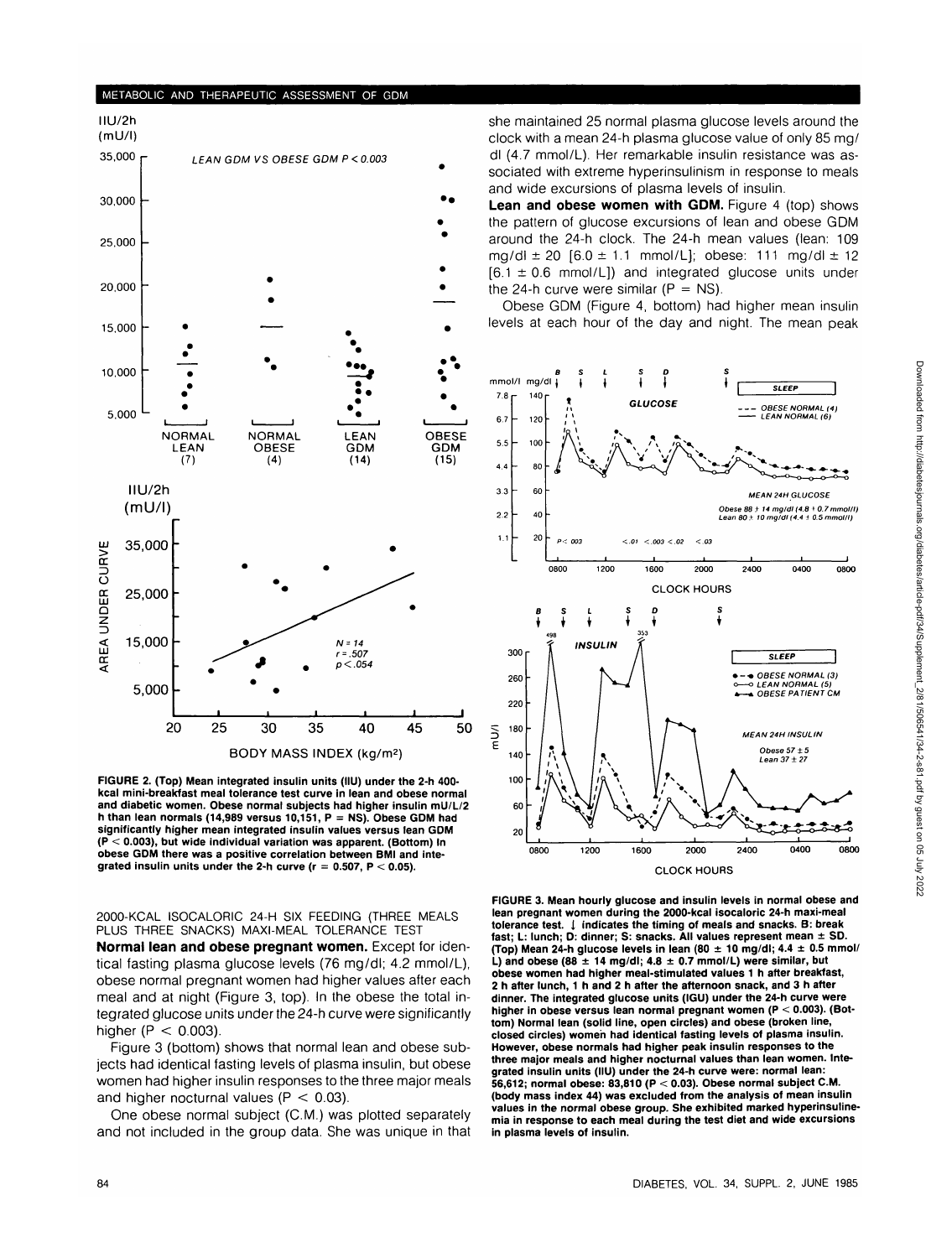FIGURE 2. (Top) Mean integrated insulin units (IIU) under the 2-h 400-kcal mini-breakfast meal tolerance test curve in lean and obese normal and diabetic women. Obese normal subjects had higher insulin mU/L/2 h than lean normals (14,989 versus 10,151, P = NS). Obese GDM had significantly higher mean integrated insulin values versus lean GDM ($P < 0.003$), but wide individual variation was apparent. (Bottom) In obese GDM there was a positive correlation between BMI and integrated insulin units under the 2-h curve ($r = 0.507$, $P < 0.05$).

2000-KCAL ISOCALORIC 24-H SIX FEEDING (THREE MEALS PLUS THREE SNACKS) MAXI-MEAL TOLERANCE TEST

**Normal lean and obese pregnant women.** Except for identical fasting plasma glucose levels (76 mg/dl; 4.2 mmol/L), obese normal pregnant women had higher values after each meal and at night (Figure 3, top). In the obese the total integrated glucose units under the 24-h curve were significantly higher ($P < 0.003$).

Figure 3 (bottom) shows that normal lean and obese subjects had identical fasting levels of plasma insulin, but obese women had higher insulin responses to the three major meals and higher nocturnal values ($P < 0.03$).

One obese normal subject (C.M.) was plotted separately and not included in the group data. She was unique in that she maintained 25 normal plasma glucose levels around the clock with a mean 24-h plasma glucose value of only 85 mg/dl (4.7 mmol/L). Her remarkable insulin resistance was associated with extreme hyperinsulinism in response to meals and wide excursions of plasma levels of insulin.

**Lean and obese women with GDM.** Figure 4 (top) shows the pattern of glucose excursions of lean and obese GDM around the 24-h clock. The 24-h mean values (lean: 109 mg/dl ± 20 [6.0 ± 1.1 mmol/L]; obese: 111 mg/dl ± 12 [6.1 ± 0.6 mmol/L]) and integrated glucose units under the 24-h curve were similar (P = NS).

Obese GDM (Figure 4, bottom) had higher mean insulin levels at each hour of the day and night. The mean peak

FIGURE 3. Mean hourly glucose and insulin levels in normal obese and lean pregnant women during the 2000-kcal isocaloric 24-h maxi-meal tolerance test. ↓ indicates the timing of meals and snacks. B: break fast; L: lunch; D: dinner; S: snacks. All values represent mean ± SD. (Top) Mean 24-h glucose levels in lean (80 ± 10 mg/dl; 4.4 ± 0.5 mmol/L) and obese (88 ± 14 mg/dl; 4.8 ± 0.7 mmol/L) were similar, but obese women had higher meal-stimulated values 1 h after breakfast, 2 h after lunch, 1 h and 2 h after the afternoon snack, and 3 h after dinner. The integrated glucose units (IGU) under the 24-h curve were higher in obese versus lean normal pregnant women ($P < 0.003$). (Bottom) Normal lean (solid line, open circles) and obese (broken line, closed circles) women had identical fasting levels of plasma insulin. However, obese normals had higher peak insulin responses to the three major meals and higher nocturnal values than lean women. Integrated insulin units (IIU) under the 24-h curve were: normal lean: 56,612; normal obese: 83,810 ($P < 0.03$). Obese normal subject C.M. (body mass index 44) was excluded from the analysis of mean insulin values in the normal obese group. She exhibited marked hyperinsulinemia in response to each meal during the test diet and wide excursions in plasma levels of insulin.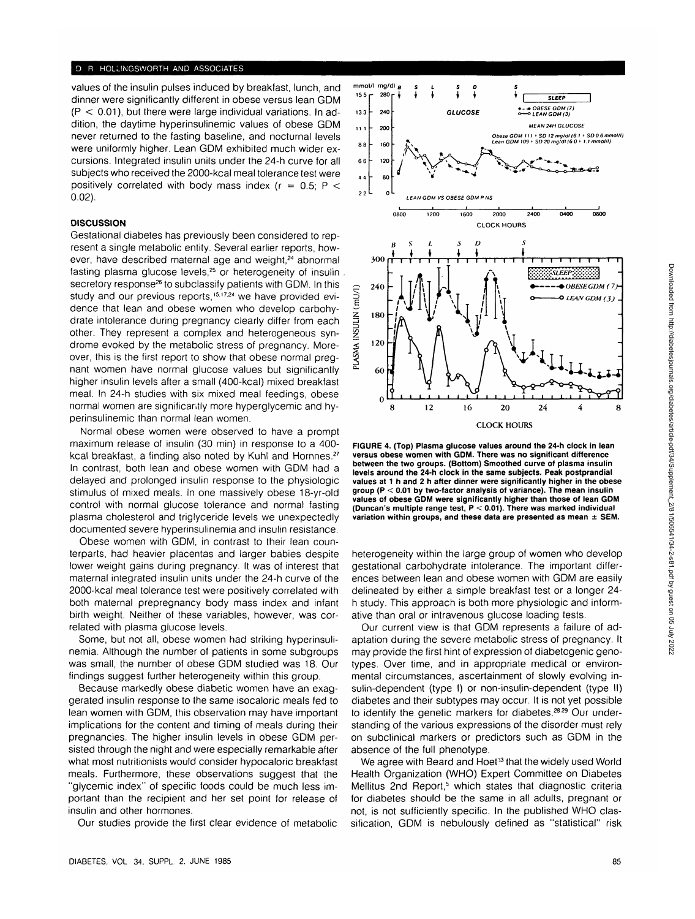values of the insulin pulses induced by breakfast, lunch, and dinner were significantly different in obese versus lean GDM ($P < 0.01$), but there were large individual variations. In addition, the daytime hyperinsulinemic values of obese GDM never returned to the fasting baseline, and nocturnal levels were uniformly higher. Lean GDM exhibited much wider excursions. Integrated insulin units under the 24-h curve for all subjects who received the 2000-kcal meal tolerance test were positively correlated with body mass index ($r = 0.5$; $P < 0.02$).

## DISCUSSION

Gestational diabetes has previously been considered to represent a single metabolic entity. Several earlier reports, however, have described maternal age and weight,[24] abnormal fasting plasma glucose levels,[25] or heterogeneity of insulin secretory response[26] to subclassify patients with GDM. In this study and our previous reports,[15,17,24] we have provided evidence that lean and obese women who develop carbohydrate intolerance during pregnancy clearly differ from each other. They represent a complex and heterogeneous syndrome evoked by the metabolic stress of pregnancy. Moreover, this is the first report to show that obese normal pregnant women have normal glucose values but significantly higher insulin levels after a small (400-kcal) mixed breakfast meal. In 24-h studies with six mixed meal feedings, obese normal women are significantly more hyperglycemic and hyperinsulinemic than normal lean women.

Normal obese women were observed to have a prompt maximum release of insulin (30 min) in response to a 400-kcal breakfast, a finding also noted by Kuhl and Hornnes.[27] In contrast, both lean and obese women with GDM had a delayed and prolonged insulin response to the physiologic stimulus of mixed meals. In one massively obese 18-yr-old control with normal glucose tolerance and normal fasting plasma cholesterol and triglyceride levels we unexpectedly documented severe hyperinsulinemia and insulin resistance.

Obese women with GDM, in contrast to their lean counterparts, had heavier placentas and larger babies despite lower weight gains during pregnancy. It was of interest that maternal integrated insulin units under the 24-h curve of the 2000-kcal meal tolerance test were positively correlated with both maternal prepregnancy body mass index and infant birth weight. Neither of these variables, however, was correlated with plasma glucose levels.

Some, but not all, obese women had striking hyperinsulinemia. Although the number of patients in some subgroups was small, the number of obese GDM studied was 18. Our findings suggest further heterogeneity within this group.

Because markedly obese diabetic women have an exaggerated insulin response to the same isocaloric meals fed to lean women with GDM, this observation may have important implications for the content and timing of meals during their pregnancies. The higher insulin levels in obese GDM persisted through the night and were especially remarkable after what most nutritionists would consider hypocaloric breakfast meals. Furthermore, these observations suggest that the "glycemic index" of specific foods could be much less important than the recipient and her set point for release of insulin and other hormones.

Our studies provide the first clear evidence of metabolic heterogeneity within the large group of women who develop gestational carbohydrate intolerance. The important differences between lean and obese women with GDM are easily delineated by either a simple breakfast test or a longer 24-h study. This approach is both more physiologic and informative than oral or intravenous glucose loading tests.

Our current view is that GDM represents a failure of adaptation during the severe metabolic stress of pregnancy. It may provide the first hint of expression of diabetogenic genotypes. Over time, and in appropriate medical or environmental circumstances, ascertainment of slowly evolving insulin-dependent (type I) or non-insulin-dependent (type II) diabetes and their subtypes may occur. It is not yet possible to identify the genetic markers for diabetes.[28,29] Our understanding of the various expressions of the disorder must rely on subclinical markers or predictors such as GDM in the absence of the full phenotype.

We agree with Beard and Hoet[3] that the widely used World Health Organization (WHO) Expert Committee on Diabetes Mellitus 2nd Report,[5] which states that diagnostic criteria for diabetes should be the same in all adults, pregnant or not, is not sufficiently specific. In the published WHO classification, GDM is nebulously defined as "statistical" risk

**FIGURE 4. (Top) Plasma glucose values around the 24-h clock in lean versus obese women with GDM. There was no significant difference between the two groups. (Bottom) Smoothed curve of plasma insulin levels around the 24-h clock in the same subjects. Peak postprandial values at 1 h and 2 h after dinner were significantly higher in the obese group ($P < 0.01$ by two-factor analysis of variance). The mean insulin values of obese GDM were significantly higher than those of lean GDM (Duncan's multiple range test, $P < 0.01$). There was marked individual variation within groups, and these data are presented as mean ± SEM.**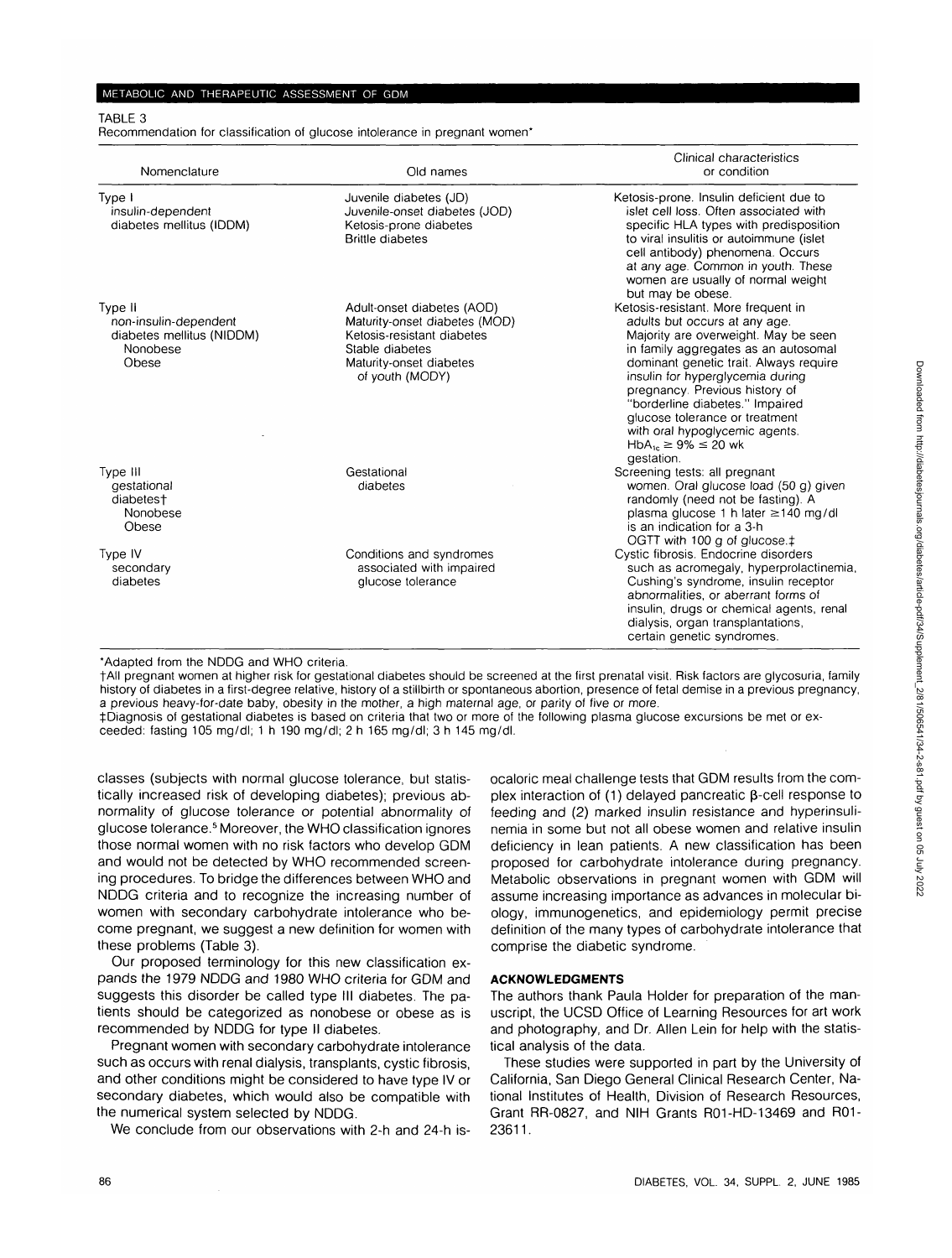TABLE 3

Recommendation for classification of glucose intolerance in pregnant women*

| Nomenclature | Old names | Clinical characteristics or condition |
|---|---|---|
| Type I insulin-dependent diabetes mellitus (IDDM) | Juvenile diabetes (JD) Juvenile-onset diabetes (JOD) Ketosis-prone diabetes Brittle diabetes | Ketosis-prone. Insulin deficient due to islet cell loss. Often associated with specific HLA types with predisposition to viral insulitis or autoimmune (islet cell antibody) phenomena. Occurs at any age. Common in youth. These women are usually of normal weight but may be obese. |
| Type II non-insulin-dependent diabetes mellitus (NIDDM) Nonobese Obese | Adult-onset diabetes (AOD) Maturity-onset diabetes (MOD) Ketosis-resistant diabetes Stable diabetes Maturity-onset diabetes of youth (MODY) | Ketosis-resistant. More frequent in adults but occurs at any age. Majority are overweight. May be seen in family aggregates as an autosomal dominant genetic trait. Always require insulin for hyperglycemia during pregnancy. Previous history of "borderline diabetes." Impaired glucose tolerance or treatment with oral hypoglycemic agents. $HbA_{1c} \geq 9\% \leq 20$ wk gestation. |
| Type III gestational diabetes† Nonobese Obese | Gestational diabetes | Screening tests: all pregnant women. Oral glucose load (50 g) given randomly (need not be fasting). A plasma glucose 1 h later ≥140 mg/dl is an indication for a 3-h OGTT with 100 g of glucose.‡ |
| Type IV secondary diabetes | Conditions and syndromes associated with impaired glucose tolerance | Cystic fibrosis. Endocrine disorders such as acromegaly, hyperprolactinemia, Cushing's syndrome, insulin receptor abnormalities, or aberrant forms of insulin, drugs or chemical agents, renal dialysis, organ transplantations, certain genetic syndromes. |

*Adapted from the NDDG and WHO criteria.

†All pregnant women at higher risk for gestational diabetes should be screened at the first prenatal visit. Risk factors are glycosuria, family history of diabetes in a first-degree relative, history of a stillbirth or spontaneous abortion, presence of fetal demise in a previous pregnancy, a previous heavy-for-date baby, obesity in the mother, a high maternal age, or parity of five or more.

‡Diagnosis of gestational diabetes is based on criteria that two or more of the following plasma glucose excursions be met or exceeded: fasting 105 mg/dl; 1 h 190 mg/dl; 2 h 165 mg/dl; 3 h 145 mg/dl.

classes (subjects with normal glucose tolerance, but statistically increased risk of developing diabetes); previous abnormality of glucose tolerance or potential abnormality of glucose tolerance.[5] Moreover, the WHO classification ignores those normal women with no risk factors who develop GDM and would not be detected by WHO recommended screening procedures. To bridge the differences between WHO and NDDG criteria and to recognize the increasing number of women with secondary carbohydrate intolerance who become pregnant, we suggest a new definition for women with these problems (Table 3).

Our proposed terminology for this new classification expands the 1979 NDDG and 1980 WHO criteria for GDM and suggests this disorder be called type III diabetes. The patients should be categorized as nonobese or obese as is recommended by NDDG for type II diabetes.

Pregnant women with secondary carbohydrate intolerance such as occurs with renal dialysis, transplants, cystic fibrosis, and other conditions might be considered to have type IV or secondary diabetes, which would also be compatible with the numerical system selected by NDDG.

We conclude from our observations with 2-h and 24-h isocaloric meal challenge tests that GDM results from the complex interaction of (1) delayed pancreatic β-cell response to feeding and (2) marked insulin resistance and hyperinsulinemia in some but not all obese women and relative insulin deficiency in lean patients. A new classification has been proposed for carbohydrate intolerance during pregnancy. Metabolic observations in pregnant women with GDM will assume increasing importance as advances in molecular biology, immunogenetics, and epidemiology permit precise definition of the many types of carbohydrate intolerance that comprise the diabetic syndrome.

## ACKNOWLEDGMENTS

The authors thank Paula Holder for preparation of the manuscript, the UCSD Office of Learning Resources for art work and photography, and Dr. Allen Lein for help with the statistical analysis of the data.

These studies were supported in part by the University of California, San Diego General Clinical Research Center, National Institutes of Health, Division of Research Resources, Grant RR-0827, and NIH Grants R01-HD-13469 and R01-23611.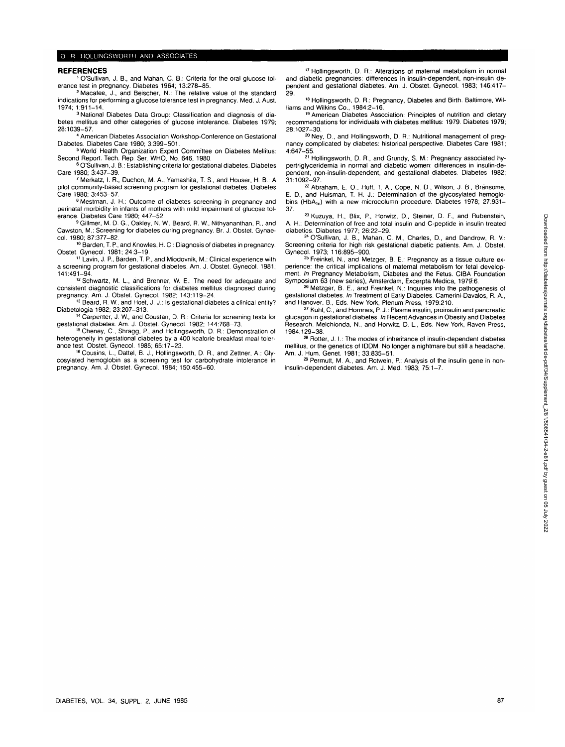## REFERENCES

[1] O'Sullivan, J. B., and Mahan, C. B.: Criteria for the oral glucose tolerance test in pregnancy. Diabetes 1964; 13:278–85.

[2] Macafee, J., and Beischer, N.: The relative value of the standard indications for performing a glucose tolerance test in pregnancy. Med. J. Aust. 1974; 1:911–14.

[3] National Diabetes Data Group: Classification and diagnosis of diabetes mellitus and other categories of glucose intolerance. Diabetes 1979; 28:1039–57.

[4] American Diabetes Association Workshop-Conference on Gestational Diabetes. Diabetes Care 1980; 3:399–501.

[5] World Health Organization Expert Committee on Diabetes Mellitus: Second Report. Tech. Rep. Ser. WHO, No. 646, 1980.

[6] O'Sullivan, J. B.: Establishing criteria for gestational diabetes. Diabetes Care 1980; 3:437–39.

[7] Merkatz, I. R., Duchon, M. A., Yamashita, T. S., and Houser, H. B.: A pilot community-based screening program for gestational diabetes. Diabetes Care 1980; 3:453–57.

[8] Mestman, J. H.: Outcome of diabetes screening in pregnancy and perinatal morbidity in infants of mothers with mild impairment of glucose tolerance. Diabetes Care 1980; 447–52.

[9] Gillmer, M. D. G., Oakley, N. W., Beard, R. W., Nithyananthan, R., and Cawston, M.: Screening for diabetes during pregnancy. Br. J. Obstet. Gynaecol. 1980; 87:377–82.

[10] Barden, T. P., and Knowles, H. C.: Diagnosis of diabetes in pregnancy. Obstet. Gynecol. 1981; 24:3–19.

[11] Lavin, J. P., Barden, T. P., and Miodovnik, M.: Clinical experience with a screening program for gestational diabetes. Am. J. Obstet. Gynecol. 1981; 141:491–94.

[12] Schwartz, M. L., and Brenner, W. E.: The need for adequate and consistent diagnostic classifications for diabetes mellitus diagnosed during pregnancy. Am. J. Obstet. Gynecol. 1982; 143:119–24.

[13] Beard, R. W., and Hoet, J. J.: Is gestational diabetes a clinical entity? Diabetologia 1982; 23:207–313.

[14] Carpenter, J. W., and Coustan, D. R.: Criteria for screening tests for gestational diabetes. Am. J. Obstet. Gynecol. 1982; 144:768–73.

[15] Cheney, C., Shragg, P., and Hollingsworth, D. R.: Demonstration of heterogeneity in gestational diabetes by a 400 kcalorie breakfast meal tolerance test. Obstet. Gynecol. 1985; 65:17–23.

[16] Cousins, L., Dattel, B. J., Hollingsworth, D. R., and Zettner, A.: Glycosylated hemoglobin as a screening test for carbohydrate intolerance in pregnancy. Am. J. Obstet. Gynecol. 1984; 150:455–60.

[17] Hollingsworth, D. R.: Alterations of maternal metabolism in normal and diabetic pregnancies: differences in insulin-dependent, non-insulin dependent and gestational diabetes. Am. J. Obstet. Gynecol. 1983; 146:417–29.

[18] Hollingsworth, D. R.: Pregnancy, Diabetes and Birth. Baltimore, Williams and Wilkins Co., 1984:2–16.

[19] American Diabetes Association: Principles of nutrition and dietary recommendations for individuals with diabetes mellitus: 1979. Diabetes 1979; 28:1027–30.

[20] Ney, D., and Hollingsworth, D. R.: Nutritional management of pregnancy complicated by diabetes: historical perspective. Diabetes Care 1981; 4:647–55.

[21] Hollingsworth, D. R., and Grundy, S. M.: Pregnancy associated hypertriglyceridemia in normal and diabetic women: differences in insulin-dependent, non-insulin-dependent, and gestational diabetes. Diabetes 1982; 31:1092–97.

[22] Abraham, E. O., Huff, T. A., Cope, N. D., Wilson, J. B., Bransome, E. D., and Huisman, T. H. J.: Determination of the glycosylated hemoglobins ($HbA_{1c}$) with a new microcolumn procedure. Diabetes 1978; 27:931–37.

[23] Kuzuya, H., Blix, P., Horwitz, D., Steiner, D. F., and Rubenstein, A. H.: Determination of free and total insulin and C-peptide in insulin treated diabetics. Diabetes 1977; 26:22–29.

[24] O'Sullivan, J. B., Mahan, C. M., Charles, D., and Dandrow, R. V.: Screening criteria for high risk gestational diabetic patients. Am. J. Obstet. Gynecol. 1973; 116:895–900.

[25] Freinkel, N., and Metzger, B. E.: Pregnancy as a tissue culture experience: the critical implications of maternal metabolism for fetal development. *In* Pregnancy Metabolism, Diabetes and the Fetus. CIBA Foundation Symposium 63 (new series), Amsterdam, Excerpta Medica, 1979:6.

[26] Metzger, B. E., and Freinkel, N.: Inquiries into the pathogenesis of gestational diabetes. *In* Treatment of Early Diabetes. Camerini-Davalos, R. A., and Hanover, B., Eds. New York, Plenum Press, 1979:210.

[27] Kuhl, C., and Hornnes, P. J.: Plasma insulin, proinsulin and pancreatic glucagon in gestational diabetes. *In* Recent Advances in Obesity and Diabetes Research. Melchionda, N., and Horwitz, D. L., Eds. New York, Raven Press, 1984:129–38.

[28] Rotter, J. I.: The modes of inheritance of insulin-dependent diabetes mellitus, or the genetics of IDDM. No longer a nightmare but still a headache. Am. J. Hum. Genet. 1981; 33:835–51.

[29] Permutt, M. A., and Rotwein, P.: Analysis of the insulin gene in non-insulin-dependent diabetes. Am. J. Med. 1983; 75:1–7.